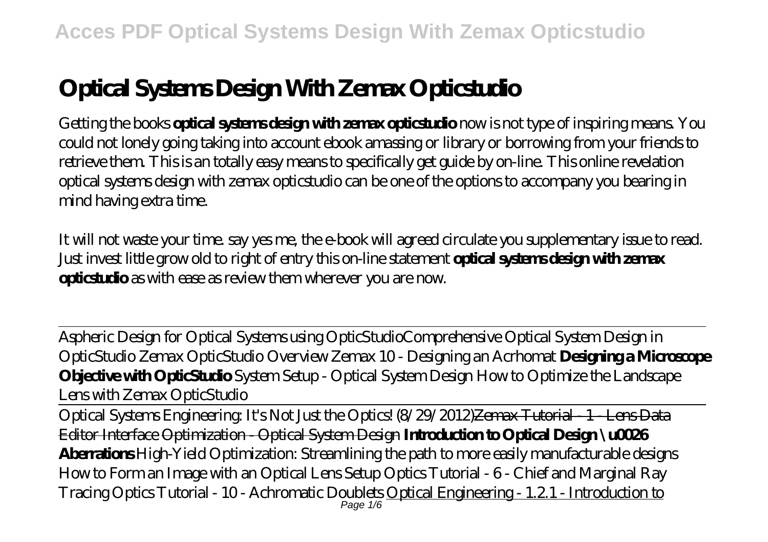# Optical Systems Design With Zemax Opticstudio

Getting the books **optical systems design with zemax opticstudio** now is not type of inspiring means. You could not lonely going taking into account ebook amassing or library or borrowing from your friends to retrieve them. This is an totally easy means to specifically get guide by on-line. This online revelation optical systems design with zemax opticstudio can be one of the options to accompany you bearing in mind having extra time.

It will not waste your time. say yes me, the e-book will agreed circulate you supplementary issue to read. Just invest little grow old to right of entry this on-line statement **optical systems design with zemax opticstudio** as with ease as review them wherever you are now.

Aspheric Design for Optical Systems using OpticStudio *Comprehensive Optical System Design in OpticStudio* *Zemax OpticStudio Overview* *Zemax 10 - Designing an Acrhomat* **Designing a Microscope Objective with OpticStudio** *System Setup - Optical System Design* *How to Optimize the Landscape Lens with Zemax OpticStudio*

Optical Systems Engineering: It's Not Just the Optics! (8/29/2012)~~Zemax Tutorial - 1 - Lens Data Editor Interface~~ ~~Optimization - Optical System Design~~ **Introduction to Optical Design \u0026 Aberrations** *High-Yield Optimization: Streamlining the path to more easily manufacturable designs* *How to Form an Image with an Optical Lens Setup* *Optics Tutorial - 6 - Chief and Marginal Ray Tracing* *Optics Tutorial - 10 - Achromatic Doublets* Optical Engineering - 1.2.1 - Introduction to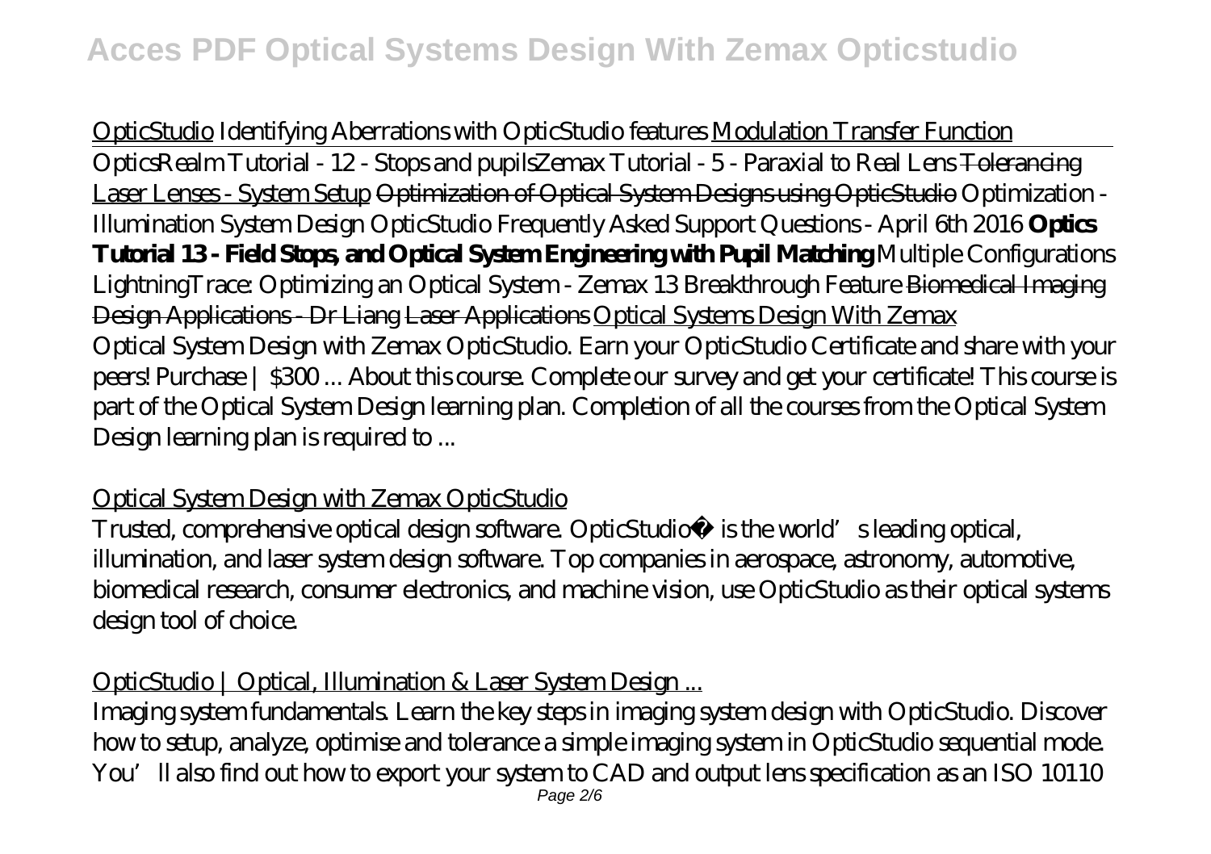OpticStudio *Identifying Aberrations with OpticStudio features* Modulation Transfer Function

*OpticsRealm Tutorial - 12 - Stops and pupils* *Zemax Tutorial - 5 - Paraxial to Real Lens* ~~Tolerancing~~ Laser Lenses - System Setup ~~Optimization of Optical System Designs using OpticStudio~~ *Optimization - Illumination System Design* *OpticStudio Frequently Asked Support Questions - April 6th 2016* **Optics Tutorial 13 - Field Stops, and Optical System Engineering with Pupil Matching** *Multiple Configurations* *LightningTrace: Optimizing an Optical System - Zemax 13 Breakthrough Feature* ~~Biomedical Imaging Design Applications - Dr Liang~~ ~~Laser Applications~~ Optical Systems Design With Zemax

Optical System Design with Zemax OpticStudio. Earn your OpticStudio Certificate and share with your peers! Purchase | $300 ... About this course. Complete our survey and get your certificate! This course is part of the Optical System Design learning plan. Completion of all the courses from the Optical System Design learning plan is required to ...

## Optical System Design with Zemax OpticStudio

Trusted, comprehensive optical design software. OpticStudio® is the world's leading optical, illumination, and laser system design software. Top companies in aerospace, astronomy, automotive, biomedical research, consumer electronics, and machine vision, use OpticStudio as their optical systems design tool of choice.

## OpticStudio | Optical, Illumination & Laser System Design ...

Imaging system fundamentals. Learn the key steps in imaging system design with OpticStudio. Discover how to setup, analyze, optimise and tolerance a simple imaging system in OpticStudio sequential mode. You'll also find out how to export your system to CAD and output lens specification as an ISO 10110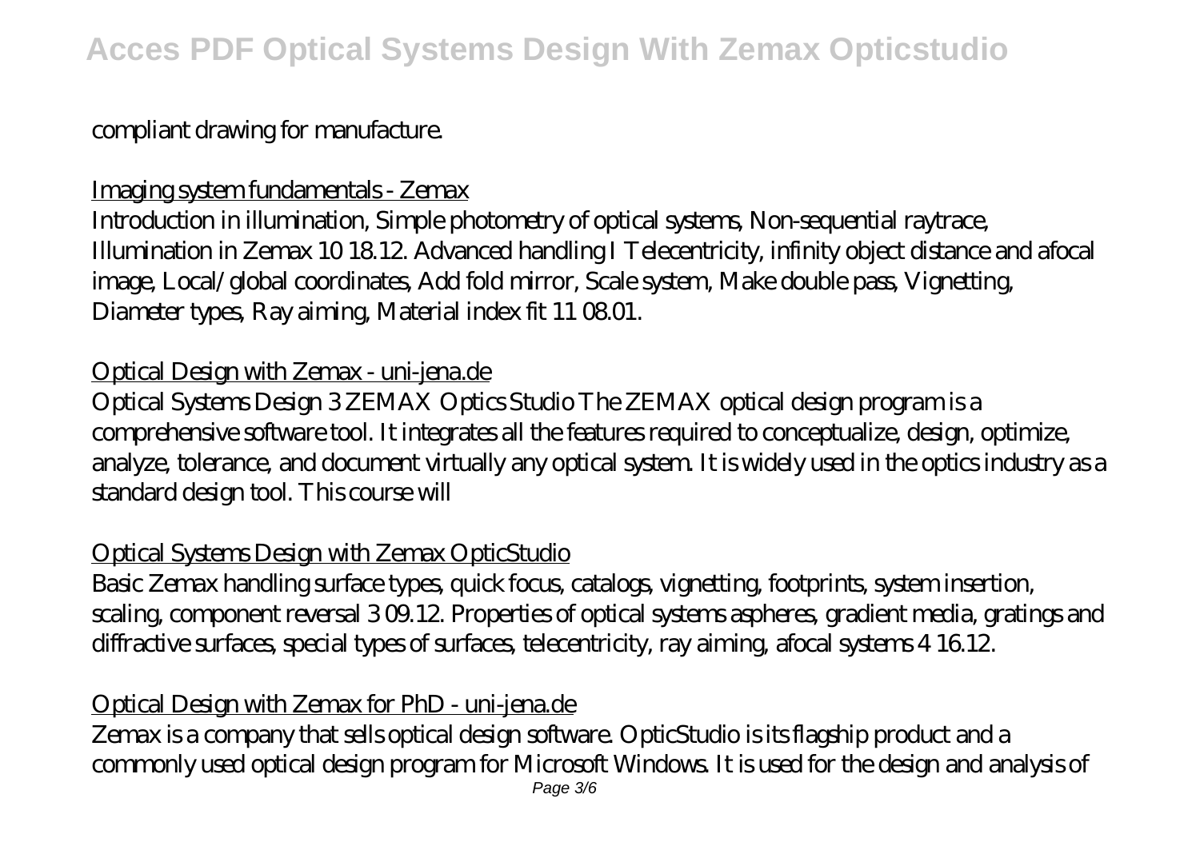compliant drawing for manufacture.

Imaging system fundamentals - Zemax

Introduction in illumination, Simple photometry of optical systems, Non-sequential raytrace, Illumination in Zemax 10 18.12. Advanced handling I Telecentricity, infinity object distance and afocal image, Local/global coordinates, Add fold mirror, Scale system, Make double pass, Vignetting, Diameter types, Ray aiming, Material index fit 11 08.01.

Optical Design with Zemax - uni-jena.de

Optical Systems Design 3 ZEMAX Optics Studio The ZEMAX optical design program is a comprehensive software tool. It integrates all the features required to conceptualize, design, optimize, analyze, tolerance, and document virtually any optical system. It is widely used in the optics industry as a standard design tool. This course will

Optical Systems Design with Zemax OpticStudio

Basic Zemax handling surface types, quick focus, catalogs, vignetting, footprints, system insertion, scaling, component reversal 3 09.12. Properties of optical systems aspheres, gradient media, gratings and diffractive surfaces, special types of surfaces, telecentricity, ray aiming, afocal systems 4 16.12.

Optical Design with Zemax for PhD - uni-jena.de

Zemax is a company that sells optical design software. OpticStudio is its flagship product and a commonly used optical design program for Microsoft Windows. It is used for the design and analysis of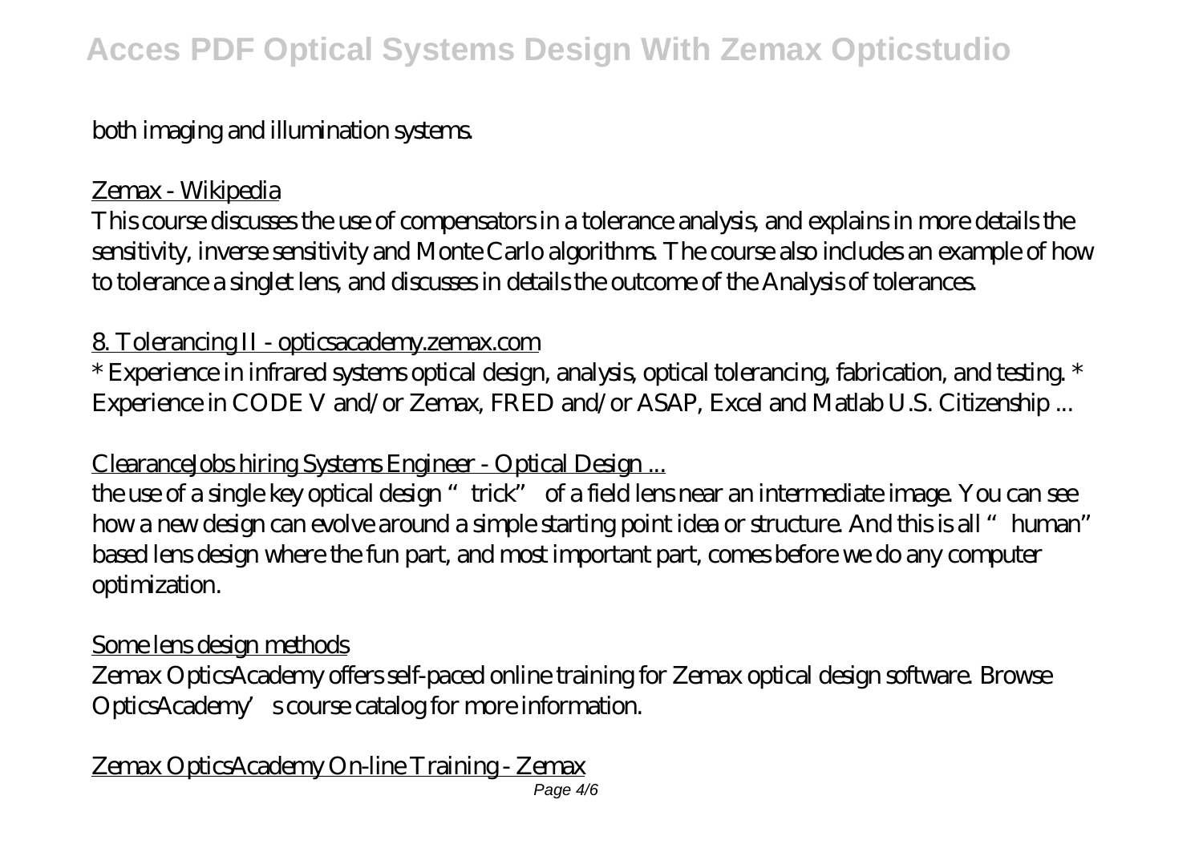both imaging and illumination systems.

Zemax - Wikipedia

This course discusses the use of compensators in a tolerance analysis, and explains in more details the sensitivity, inverse sensitivity and Monte Carlo algorithms. The course also includes an example of how to tolerance a singlet lens, and discusses in details the outcome of the Analysis of tolerances.

8. Tolerancing II - opticsacademy.zemax.com

* Experience in infrared systems optical design, analysis, optical tolerancing, fabrication, and testing. * Experience in CODE V and/or Zemax, FRED and/or ASAP, Excel and Matlab U.S. Citizenship ...

ClearanceJobs hiring Systems Engineer - Optical Design ...

the use of a single key optical design "trick" of a field lens near an intermediate image. You can see how a new design can evolve around a simple starting point idea or structure. And this is all "human" based lens design where the fun part, and most important part, comes before we do any computer optimization.

Some lens design methods

Zemax OpticsAcademy offers self-paced online training for Zemax optical design software. Browse OpticsAcademy's course catalog for more information.

Zemax OpticsAcademy On-line Training - Zemax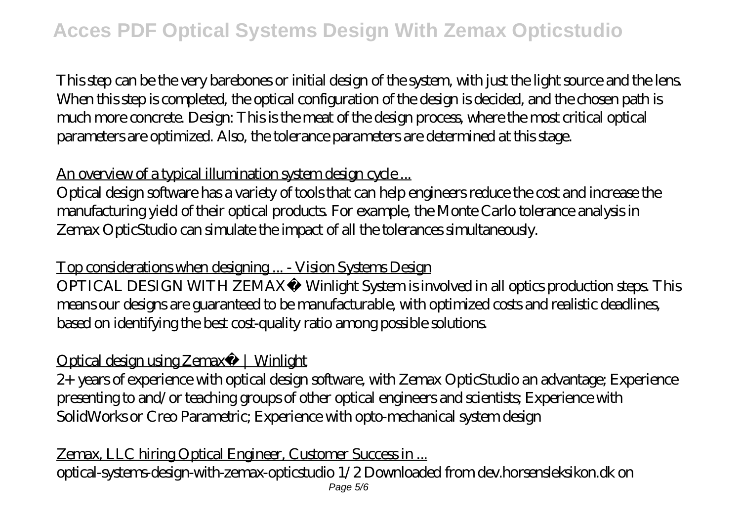This step can be the very barebones or initial design of the system, with just the light source and the lens. When this step is completed, the optical configuration of the design is decided, and the chosen path is much more concrete. Design: This is the meat of the design process, where the most critical optical parameters are optimized. Also, the tolerance parameters are determined at this stage.

An overview of a typical illumination system design cycle ...

Optical design software has a variety of tools that can help engineers reduce the cost and increase the manufacturing yield of their optical products. For example, the Monte Carlo tolerance analysis in Zemax OpticStudio can simulate the impact of all the tolerances simultaneously.

Top considerations when designing ... - Vision Systems Design

OPTICAL DESIGN WITH ZEMAX® Winlight System is involved in all optics production steps. This means our designs are guaranteed to be manufacturable, with optimized costs and realistic deadlines, based on identifying the best cost-quality ratio among possible solutions.

Optical design using Zemax® | Winlight

2+ years of experience with optical design software, with Zemax OpticStudio an advantage; Experience presenting to and/or teaching groups of other optical engineers and scientists; Experience with SolidWorks or Creo Parametric; Experience with opto-mechanical system design

Zemax, LLC hiring Optical Engineer, Customer Success in ...

optical-systems-design-with-zemax-opticstudio 1/2 Downloaded from dev.horsensleksikon.dk on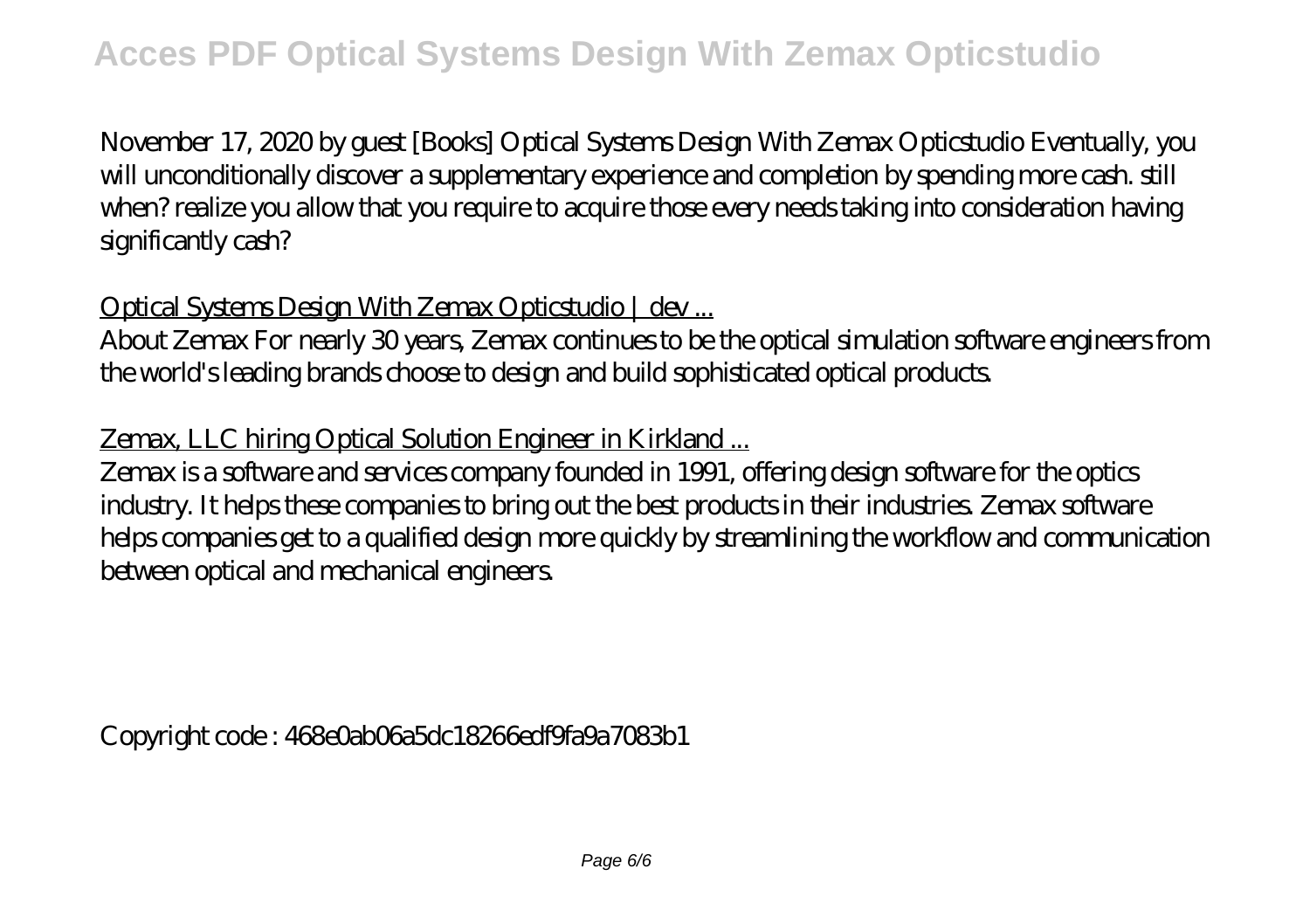November 17, 2020 by guest [Books] Optical Systems Design With Zemax Opticstudio Eventually, you will unconditionally discover a supplementary experience and completion by spending more cash. still when? realize you allow that you require to acquire those every needs taking into consideration having significantly cash?

Optical Systems Design With Zemax Opticstudio | dev ...

About Zemax For nearly 30 years, Zemax continues to be the optical simulation software engineers from the world's leading brands choose to design and build sophisticated optical products.

Zemax, LLC hiring Optical Solution Engineer in Kirkland ...

Zemax is a software and services company founded in 1991, offering design software for the optics industry. It helps these companies to bring out the best products in their industries. Zemax software helps companies get to a qualified design more quickly by streamlining the workflow and communication between optical and mechanical engineers.

Copyright code : 468e0ab06a5dc18266edf9fa9a7083b1